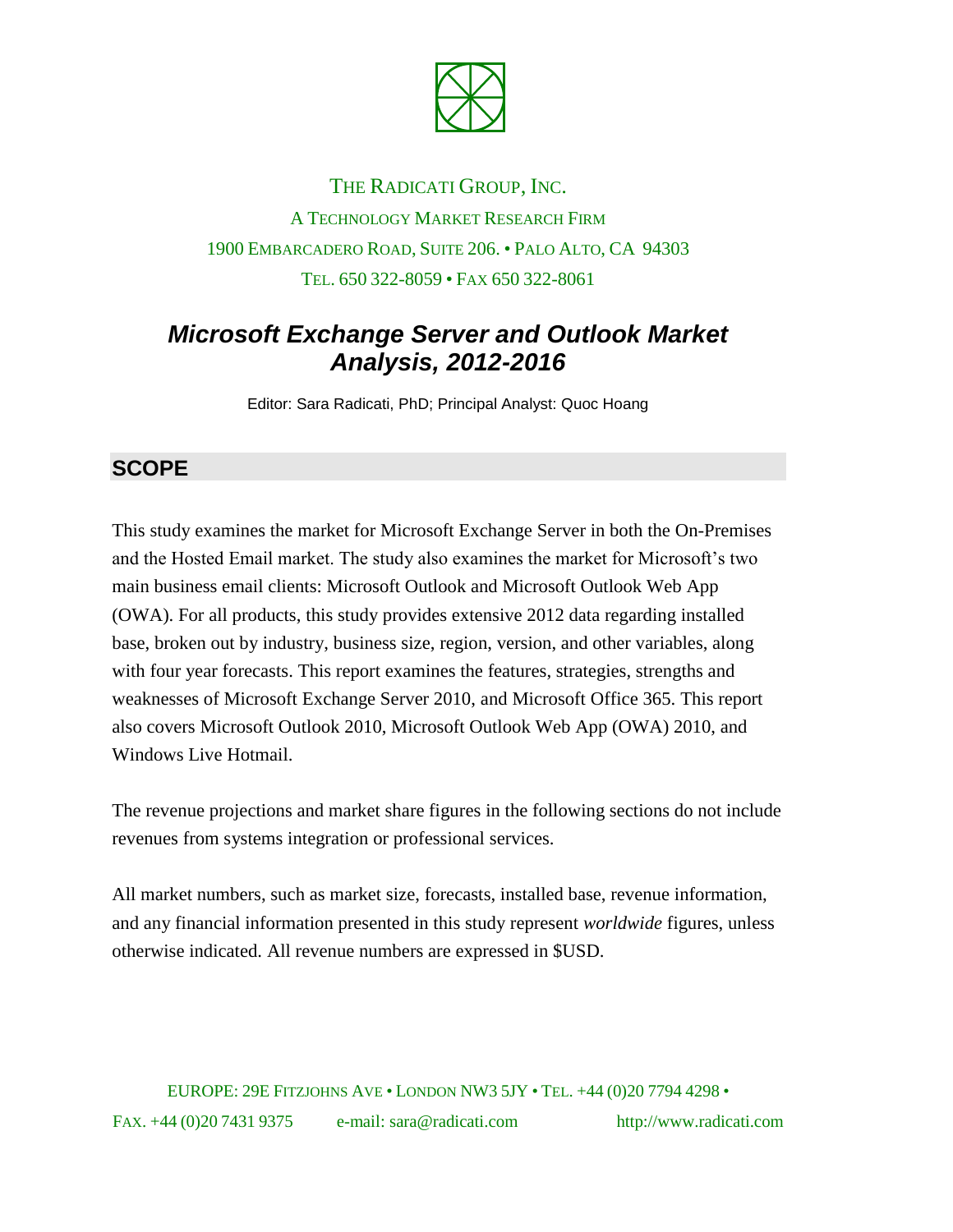THE RADICATI GROUP, INC.

A TECHNOLOGY MARKET RESEARCH FIRM

1900 EMBARCADERO ROAD, SUITE 206. • PALO ALTO, CA 94303

TEL. 650 322-8059 • FAX 650 322-8061

# *Microsoft Exchange Server and Outlook Market Analysis, 2012-2016*

Editor: Sara Radicati, PhD; Principal Analyst: Quoc Hoang

## SCOPE

This study examines the market for Microsoft Exchange Server in both the On-Premises and the Hosted Email market. The study also examines the market for Microsoft's two main business email clients: Microsoft Outlook and Microsoft Outlook Web App (OWA). For all products, this study provides extensive 2012 data regarding installed base, broken out by industry, business size, region, version, and other variables, along with four year forecasts. This report examines the features, strategies, strengths and weaknesses of Microsoft Exchange Server 2010, and Microsoft Office 365. This report also covers Microsoft Outlook 2010, Microsoft Outlook Web App (OWA) 2010, and Windows Live Hotmail.

The revenue projections and market share figures in the following sections do not include revenues from systems integration or professional services.

All market numbers, such as market size, forecasts, installed base, revenue information, and any financial information presented in this study represent *worldwide* figures, unless otherwise indicated. All revenue numbers are expressed in $USD.

EUROPE: 29E FITZJOHNS AVE • LONDON NW3 5JY • TEL. +44 (0)20 7794 4298 • FAX. +44 (0)20 7431 9375 e-mail: sara@radicati.com http://www.radicati.com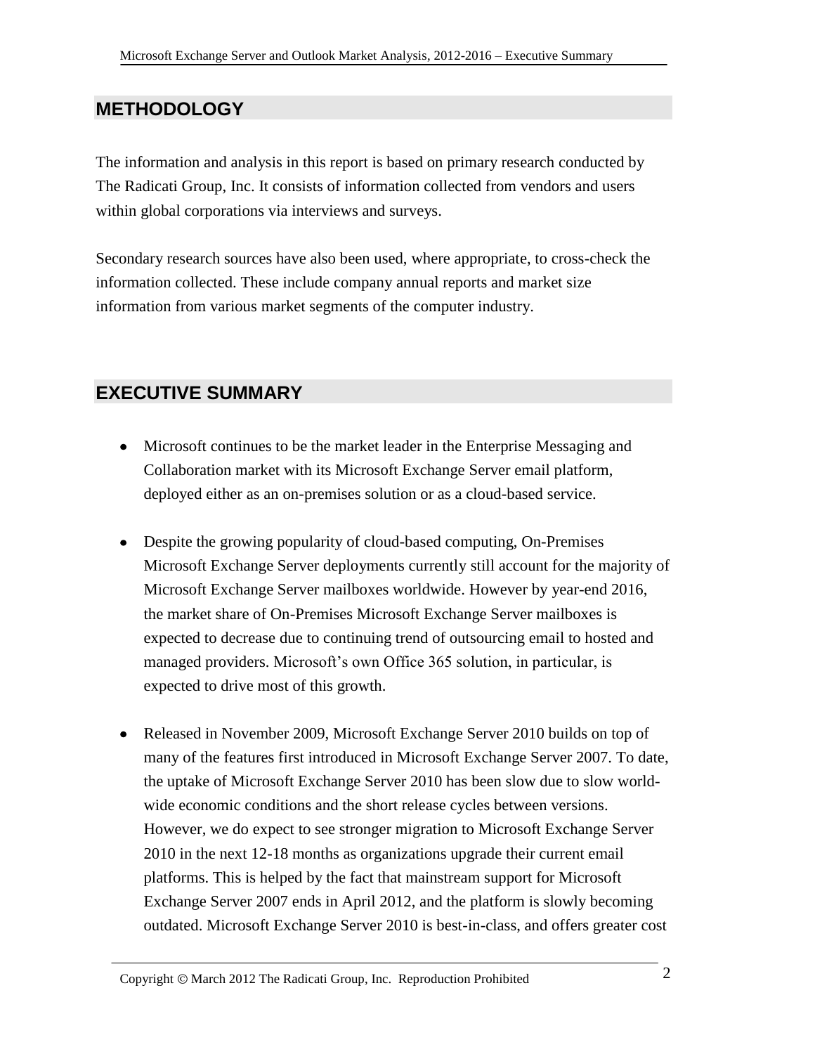## METHODOLOGY

The information and analysis in this report is based on primary research conducted by The Radicati Group, Inc. It consists of information collected from vendors and users within global corporations via interviews and surveys.

Secondary research sources have also been used, where appropriate, to cross-check the information collected. These include company annual reports and market size information from various market segments of the computer industry.

## EXECUTIVE SUMMARY

- Microsoft continues to be the market leader in the Enterprise Messaging and Collaboration market with its Microsoft Exchange Server email platform, deployed either as an on-premises solution or as a cloud-based service.

- Despite the growing popularity of cloud-based computing, On-Premises Microsoft Exchange Server deployments currently still account for the majority of Microsoft Exchange Server mailboxes worldwide. However by year-end 2016, the market share of On-Premises Microsoft Exchange Server mailboxes is expected to decrease due to continuing trend of outsourcing email to hosted and managed providers. Microsoft's own Office 365 solution, in particular, is expected to drive most of this growth.

- Released in November 2009, Microsoft Exchange Server 2010 builds on top of many of the features first introduced in Microsoft Exchange Server 2007. To date, the uptake of Microsoft Exchange Server 2010 has been slow due to slow world-wide economic conditions and the short release cycles between versions. However, we do expect to see stronger migration to Microsoft Exchange Server 2010 in the next 12-18 months as organizations upgrade their current email platforms. This is helped by the fact that mainstream support for Microsoft Exchange Server 2007 ends in April 2012, and the platform is slowly becoming outdated. Microsoft Exchange Server 2010 is best-in-class, and offers greater cost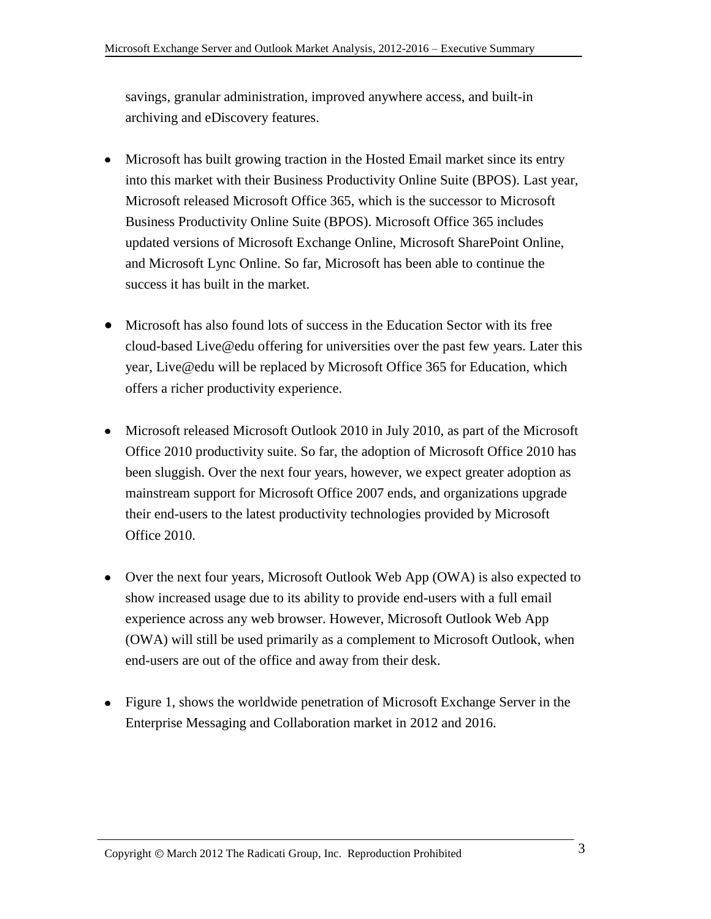savings, granular administration, improved anywhere access, and built-in archiving and eDiscovery features.

- Microsoft has built growing traction in the Hosted Email market since its entry into this market with their Business Productivity Online Suite (BPOS). Last year, Microsoft released Microsoft Office 365, which is the successor to Microsoft Business Productivity Online Suite (BPOS). Microsoft Office 365 includes updated versions of Microsoft Exchange Online, Microsoft SharePoint Online, and Microsoft Lync Online. So far, Microsoft has been able to continue the success it has built in the market.

- Microsoft has also found lots of success in the Education Sector with its free cloud-based Live@edu offering for universities over the past few years. Later this year, Live@edu will be replaced by Microsoft Office 365 for Education, which offers a richer productivity experience.

- Microsoft released Microsoft Outlook 2010 in July 2010, as part of the Microsoft Office 2010 productivity suite. So far, the adoption of Microsoft Office 2010 has been sluggish. Over the next four years, however, we expect greater adoption as mainstream support for Microsoft Office 2007 ends, and organizations upgrade their end-users to the latest productivity technologies provided by Microsoft Office 2010.

- Over the next four years, Microsoft Outlook Web App (OWA) is also expected to show increased usage due to its ability to provide end-users with a full email experience across any web browser. However, Microsoft Outlook Web App (OWA) will still be used primarily as a complement to Microsoft Outlook, when end-users are out of the office and away from their desk.

- Figure 1, shows the worldwide penetration of Microsoft Exchange Server in the Enterprise Messaging and Collaboration market in 2012 and 2016.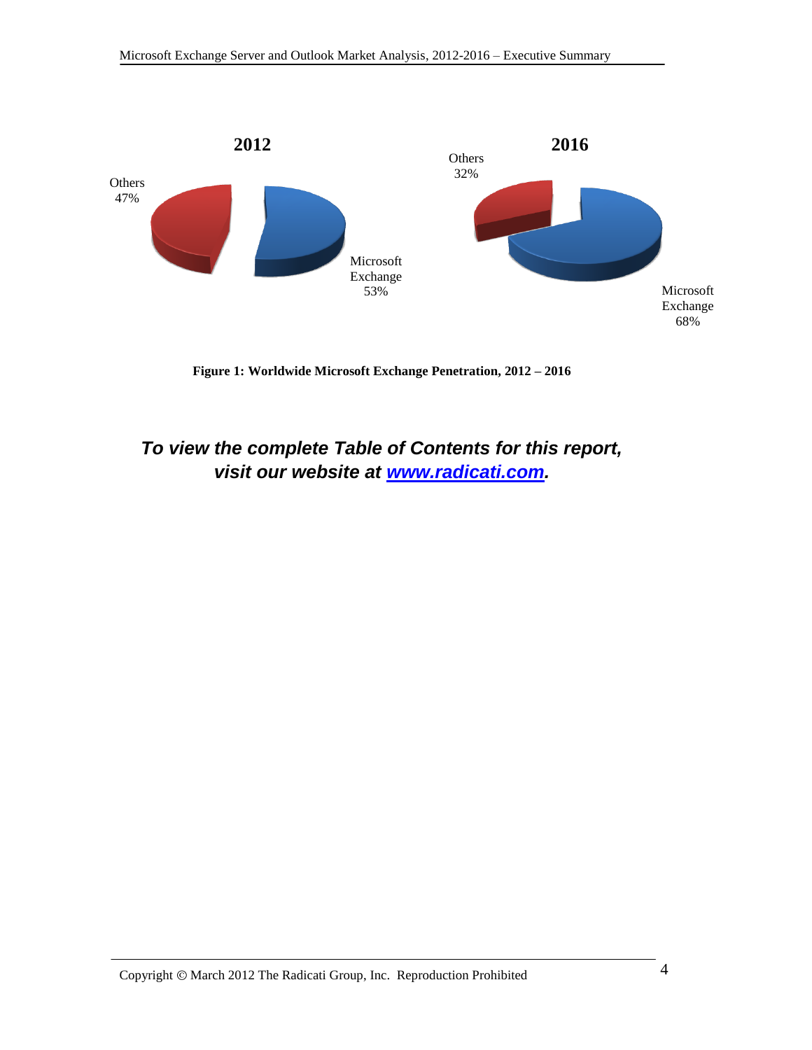2012

Others
47%

Microsoft
Exchange
53%

2016

Others
32%

Microsoft
Exchange
68%

**Figure 1: Worldwide Microsoft Exchange Penetration, 2012 – 2016**

***To view the complete Table of Contents for this report, visit our website at [www.radicati.com](http://www.radicati.com).***